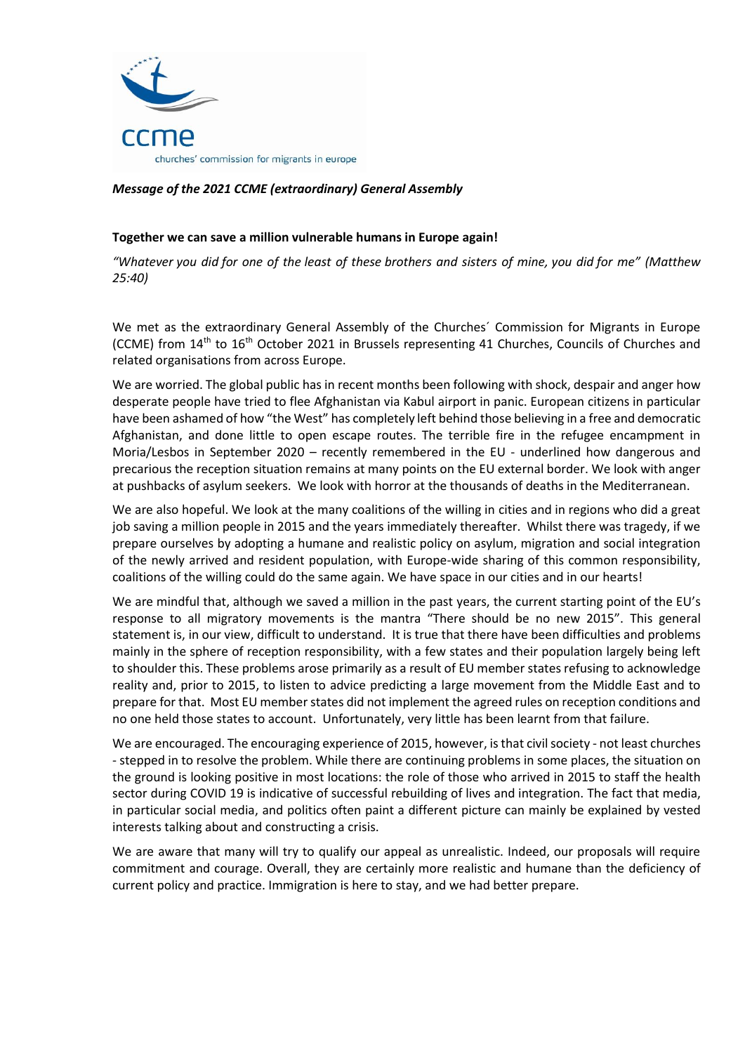ccme

churches' commission for migrants in europe

***Message of the 2021 CCME (extraordinary) General Assembly***

**Together we can save a million vulnerable humans in Europe again!**

*"Whatever you did for one of the least of these brothers and sisters of mine, you did for me" (Matthew 25:40)*

We met as the extraordinary General Assembly of the Churches´ Commission for Migrants in Europe (CCME) from 14th to 16th October 2021 in Brussels representing 41 Churches, Councils of Churches and related organisations from across Europe.

We are worried. The global public has in recent months been following with shock, despair and anger how desperate people have tried to flee Afghanistan via Kabul airport in panic. European citizens in particular have been ashamed of how "the West" has completely left behind those believing in a free and democratic Afghanistan, and done little to open escape routes. The terrible fire in the refugee encampment in Moria/Lesbos in September 2020 – recently remembered in the EU - underlined how dangerous and precarious the reception situation remains at many points on the EU external border. We look with anger at pushbacks of asylum seekers. We look with horror at the thousands of deaths in the Mediterranean.

We are also hopeful. We look at the many coalitions of the willing in cities and in regions who did a great job saving a million people in 2015 and the years immediately thereafter. Whilst there was tragedy, if we prepare ourselves by adopting a humane and realistic policy on asylum, migration and social integration of the newly arrived and resident population, with Europe-wide sharing of this common responsibility, coalitions of the willing could do the same again. We have space in our cities and in our hearts!

We are mindful that, although we saved a million in the past years, the current starting point of the EU's response to all migratory movements is the mantra "There should be no new 2015". This general statement is, in our view, difficult to understand. It is true that there have been difficulties and problems mainly in the sphere of reception responsibility, with a few states and their population largely being left to shoulder this. These problems arose primarily as a result of EU member states refusing to acknowledge reality and, prior to 2015, to listen to advice predicting a large movement from the Middle East and to prepare for that. Most EU member states did not implement the agreed rules on reception conditions and no one held those states to account. Unfortunately, very little has been learnt from that failure.

We are encouraged. The encouraging experience of 2015, however, is that civil society - not least churches - stepped in to resolve the problem. While there are continuing problems in some places, the situation on the ground is looking positive in most locations: the role of those who arrived in 2015 to staff the health sector during COVID 19 is indicative of successful rebuilding of lives and integration. The fact that media, in particular social media, and politics often paint a different picture can mainly be explained by vested interests talking about and constructing a crisis.

We are aware that many will try to qualify our appeal as unrealistic. Indeed, our proposals will require commitment and courage. Overall, they are certainly more realistic and humane than the deficiency of current policy and practice. Immigration is here to stay, and we had better prepare.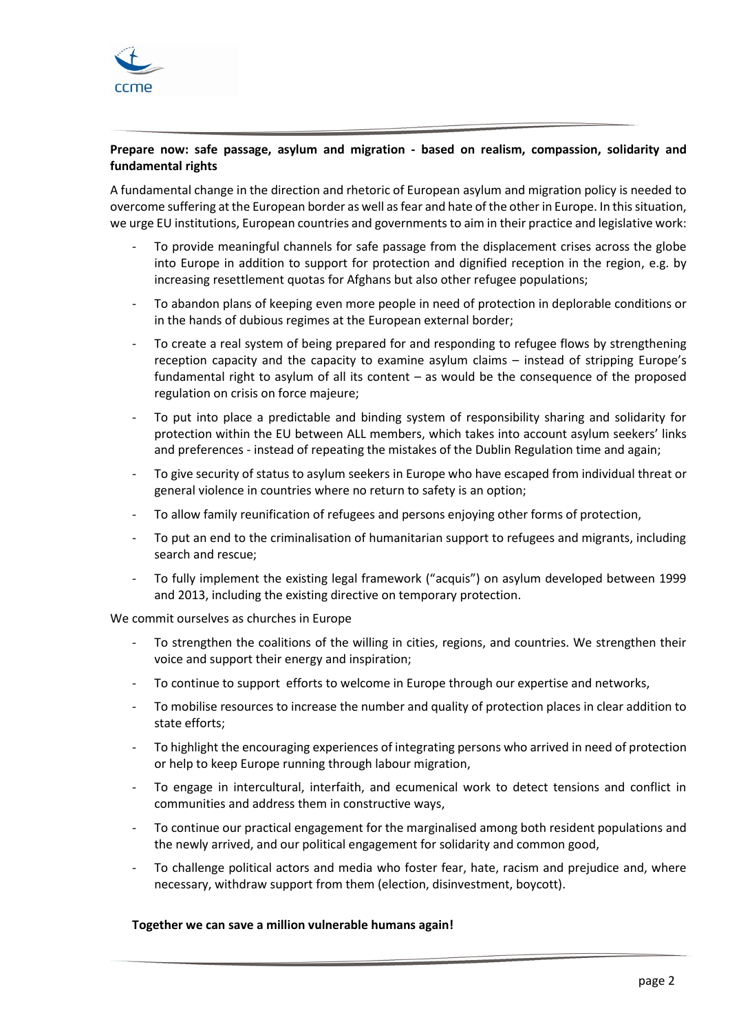**Prepare now: safe passage, asylum and migration - based on realism, compassion, solidarity and fundamental rights**

A fundamental change in the direction and rhetoric of European asylum and migration policy is needed to overcome suffering at the European border as well as fear and hate of the other in Europe. In this situation, we urge EU institutions, European countries and governments to aim in their practice and legislative work:

- To provide meaningful channels for safe passage from the displacement crises across the globe into Europe in addition to support for protection and dignified reception in the region, e.g. by increasing resettlement quotas for Afghans but also other refugee populations;
- To abandon plans of keeping even more people in need of protection in deplorable conditions or in the hands of dubious regimes at the European external border;
- To create a real system of being prepared for and responding to refugee flows by strengthening reception capacity and the capacity to examine asylum claims – instead of stripping Europe's fundamental right to asylum of all its content – as would be the consequence of the proposed regulation on crisis on force majeure;
- To put into place a predictable and binding system of responsibility sharing and solidarity for protection within the EU between ALL members, which takes into account asylum seekers' links and preferences - instead of repeating the mistakes of the Dublin Regulation time and again;
- To give security of status to asylum seekers in Europe who have escaped from individual threat or general violence in countries where no return to safety is an option;
- To allow family reunification of refugees and persons enjoying other forms of protection,
- To put an end to the criminalisation of humanitarian support to refugees and migrants, including search and rescue;
- To fully implement the existing legal framework ("acquis") on asylum developed between 1999 and 2013, including the existing directive on temporary protection.

We commit ourselves as churches in Europe

- To strengthen the coalitions of the willing in cities, regions, and countries. We strengthen their voice and support their energy and inspiration;
- To continue to support efforts to welcome in Europe through our expertise and networks,
- To mobilise resources to increase the number and quality of protection places in clear addition to state efforts;
- To highlight the encouraging experiences of integrating persons who arrived in need of protection or help to keep Europe running through labour migration,
- To engage in intercultural, interfaith, and ecumenical work to detect tensions and conflict in communities and address them in constructive ways,
- To continue our practical engagement for the marginalised among both resident populations and the newly arrived, and our political engagement for solidarity and common good,
- To challenge political actors and media who foster fear, hate, racism and prejudice and, where necessary, withdraw support from them (election, disinvestment, boycott).

**Together we can save a million vulnerable humans again!**